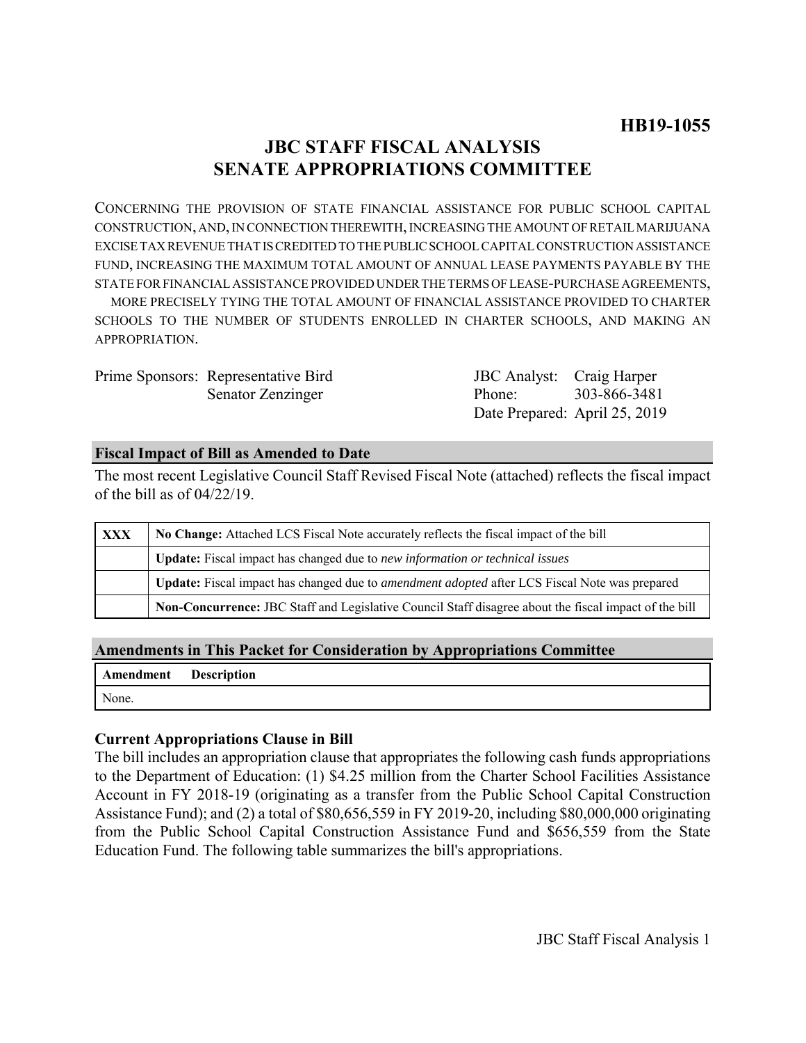**HB19-1055**

# JBC STAFF FISCAL ANALYSIS
# SENATE APPROPRIATIONS COMMITTEE

CONCERNING THE PROVISION OF STATE FINANCIAL ASSISTANCE FOR PUBLIC SCHOOL CAPITAL CONSTRUCTION, AND, IN CONNECTION THEREWITH, INCREASING THE AMOUNT OF RETAIL MARIJUANA EXCISE TAX REVENUE THAT IS CREDITED TO THE PUBLIC SCHOOL CAPITAL CONSTRUCTION ASSISTANCE FUND, INCREASING THE MAXIMUM TOTAL AMOUNT OF ANNUAL LEASE PAYMENTS PAYABLE BY THE STATE FOR FINANCIAL ASSISTANCE PROVIDED UNDER THE TERMS OF LEASE-PURCHASE AGREEMENTS, MORE PRECISELY TYING THE TOTAL AMOUNT OF FINANCIAL ASSISTANCE PROVIDED TO CHARTER SCHOOLS TO THE NUMBER OF STUDENTS ENROLLED IN CHARTER SCHOOLS, AND MAKING AN APPROPRIATION.

| | | | |
|---|---|---|---|
| Prime Sponsors: | Representative Bird | JBC Analyst: | Craig Harper |
| | Senator Zenzinger | Phone: | 303-866-3481 |
| | | Date Prepared: | April 25, 2019 |

## Fiscal Impact of Bill as Amended to Date

The most recent Legislative Council Staff Revised Fiscal Note (attached) reflects the fiscal impact of the bill as of 04/22/19.

| | |
|---|---|
| XXX | **No Change:** Attached LCS Fiscal Note accurately reflects the fiscal impact of the bill |
| | **Update:** Fiscal impact has changed due to *new information or technical issues* |
| | **Update:** Fiscal impact has changed due to *amendment adopted* after LCS Fiscal Note was prepared |
| | **Non-Concurrence:** JBC Staff and Legislative Council Staff disagree about the fiscal impact of the bill |

## Amendments in This Packet for Consideration by Appropriations Committee

| Amendment | Description |
|---|---|
| None. | |

### Current Appropriations Clause in Bill

The bill includes an appropriation clause that appropriates the following cash funds appropriations to the Department of Education: (1) $4.25 million from the Charter School Facilities Assistance Account in FY 2018-19 (originating as a transfer from the Public School Capital Construction Assistance Fund); and (2) a total of $80,656,559 in FY 2019-20, including $80,000,000 originating from the Public School Capital Construction Assistance Fund and $656,559 from the State Education Fund. The following table summarizes the bill's appropriations.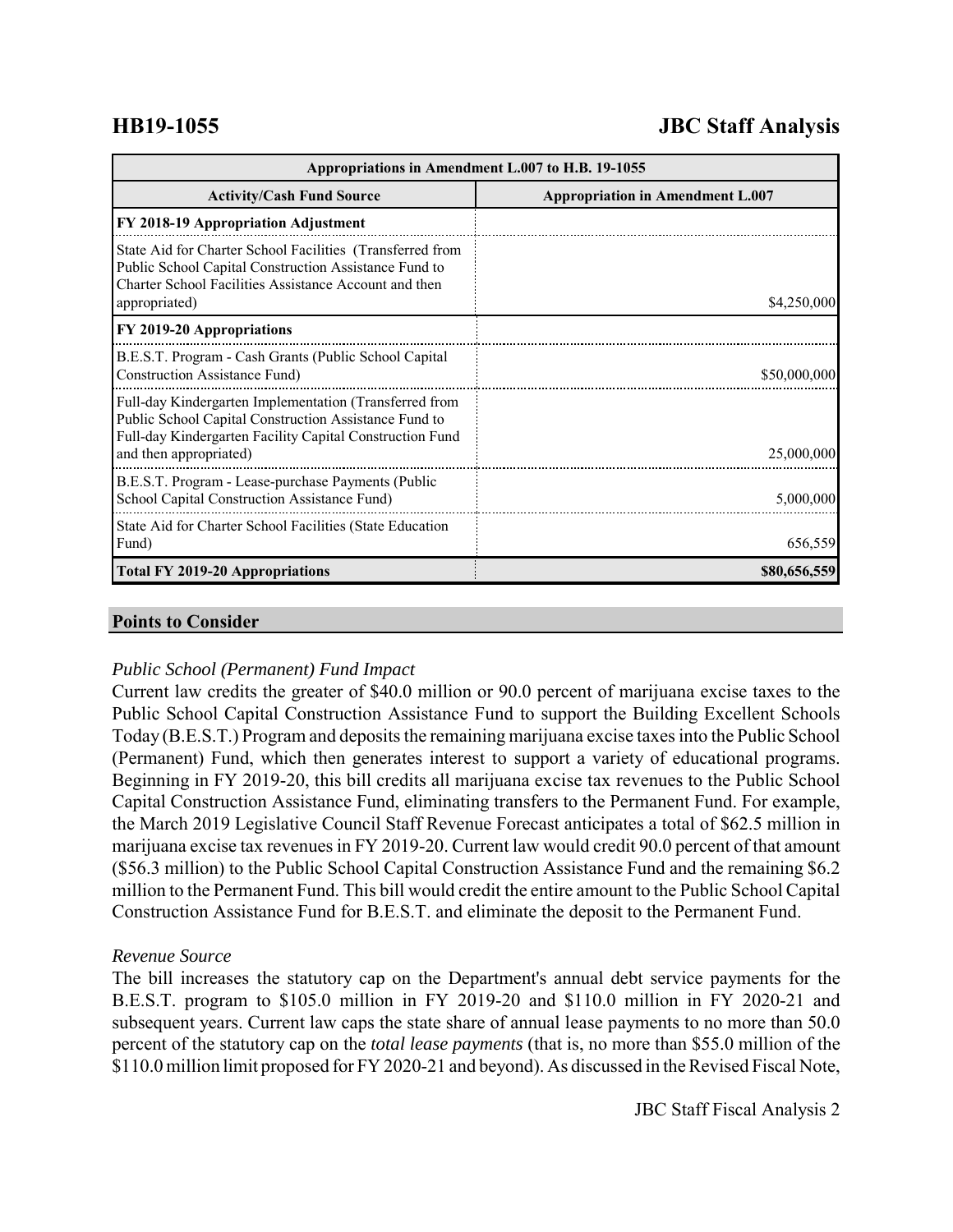| Appropriations in Amendment L.007 to H.B. 19-1055 | |
|---|---|
| **Activity/Cash Fund Source** | **Appropriation in Amendment L.007** |
| **FY 2018-19 Appropriation Adjustment** | |
| State Aid for Charter School Facilities (Transferred from Public School Capital Construction Assistance Fund to Charter School Facilities Assistance Account and then appropriated) | $4,250,000 |
| **FY 2019-20 Appropriations** | |
| B.E.S.T. Program - Cash Grants (Public School Capital Construction Assistance Fund) | $50,000,000 |
| Full-day Kindergarten Implementation (Transferred from Public School Capital Construction Assistance Fund to Full-day Kindergarten Facility Capital Construction Fund and then appropriated) | 25,000,000 |
| B.E.S.T. Program - Lease-purchase Payments (Public School Capital Construction Assistance Fund) | 5,000,000 |
| State Aid for Charter School Facilities (State Education Fund) | 656,559 |
| **Total FY 2019-20 Appropriations** | **$80,656,559** |

## Points to Consider

*Public School (Permanent) Fund Impact*

Current law credits the greater of $40.0 million or 90.0 percent of marijuana excise taxes to the Public School Capital Construction Assistance Fund to support the Building Excellent Schools Today (B.E.S.T.) Program and deposits the remaining marijuana excise taxes into the Public School (Permanent) Fund, which then generates interest to support a variety of educational programs. Beginning in FY 2019-20, this bill credits all marijuana excise tax revenues to the Public School Capital Construction Assistance Fund, eliminating transfers to the Permanent Fund. For example, the March 2019 Legislative Council Staff Revenue Forecast anticipates a total of $62.5 million in marijuana excise tax revenues in FY 2019-20. Current law would credit 90.0 percent of that amount ($56.3 million) to the Public School Capital Construction Assistance Fund and the remaining $6.2 million to the Permanent Fund. This bill would credit the entire amount to the Public School Capital Construction Assistance Fund for B.E.S.T. and eliminate the deposit to the Permanent Fund.

*Revenue Source*

The bill increases the statutory cap on the Department's annual debt service payments for the B.E.S.T. program to $105.0 million in FY 2019-20 and $110.0 million in FY 2020-21 and subsequent years. Current law caps the state share of annual lease payments to no more than 50.0 percent of the statutory cap on the *total lease payments* (that is, no more than $55.0 million of the $110.0 million limit proposed for FY 2020-21 and beyond). As discussed in the Revised Fiscal Note,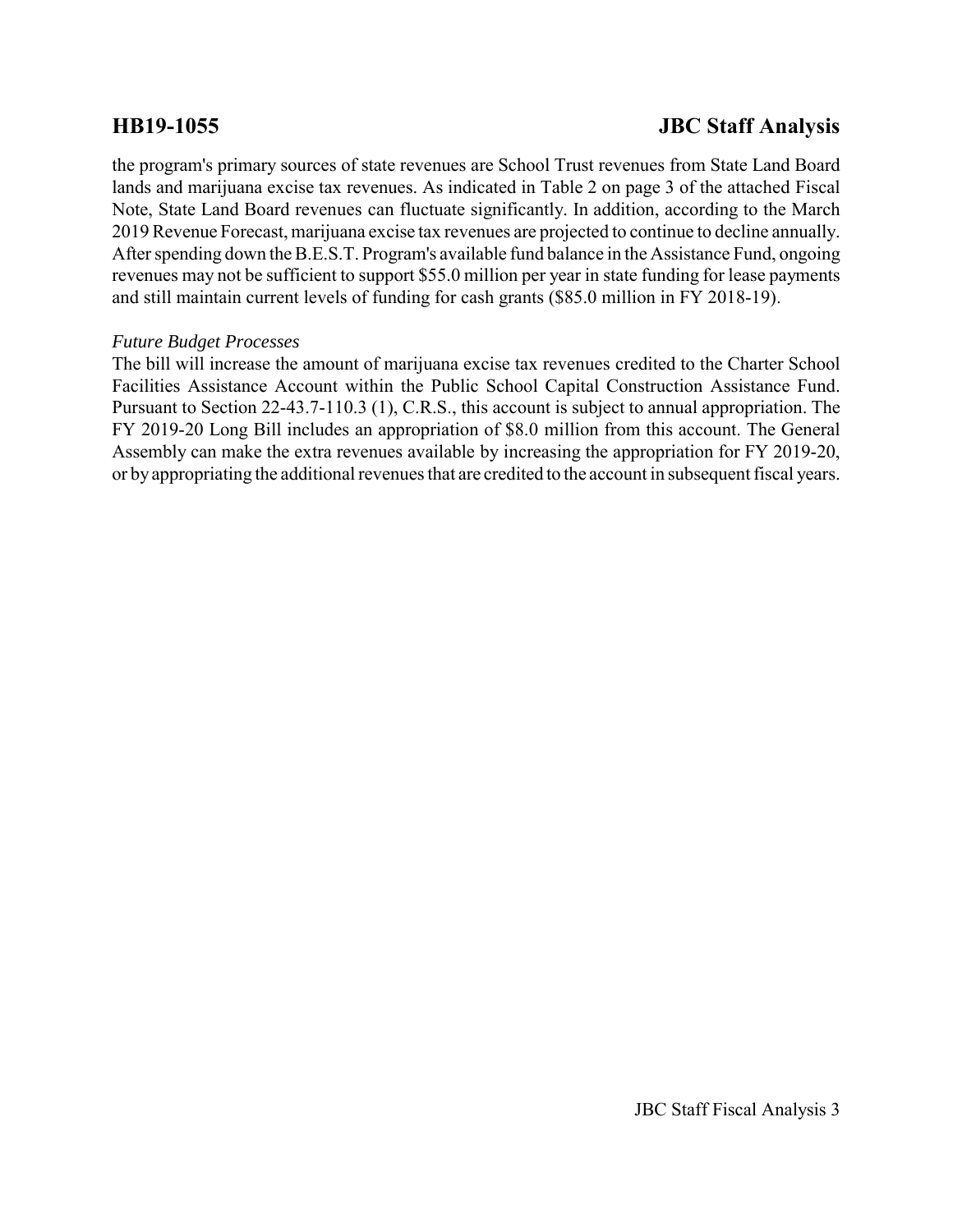the program's primary sources of state revenues are School Trust revenues from State Land Board lands and marijuana excise tax revenues. As indicated in Table 2 on page 3 of the attached Fiscal Note, State Land Board revenues can fluctuate significantly. In addition, according to the March 2019 Revenue Forecast, marijuana excise tax revenues are projected to continue to decline annually. After spending down the B.E.S.T. Program's available fund balance in the Assistance Fund, ongoing revenues may not be sufficient to support \$55.0 million per year in state funding for lease payments and still maintain current levels of funding for cash grants (\$85.0 million in FY 2018-19).

*Future Budget Processes*

The bill will increase the amount of marijuana excise tax revenues credited to the Charter School Facilities Assistance Account within the Public School Capital Construction Assistance Fund. Pursuant to Section 22-43.7-110.3 (1), C.R.S., this account is subject to annual appropriation. The FY 2019-20 Long Bill includes an appropriation of \$8.0 million from this account. The General Assembly can make the extra revenues available by increasing the appropriation for FY 2019-20, or by appropriating the additional revenues that are credited to the account in subsequent fiscal years.